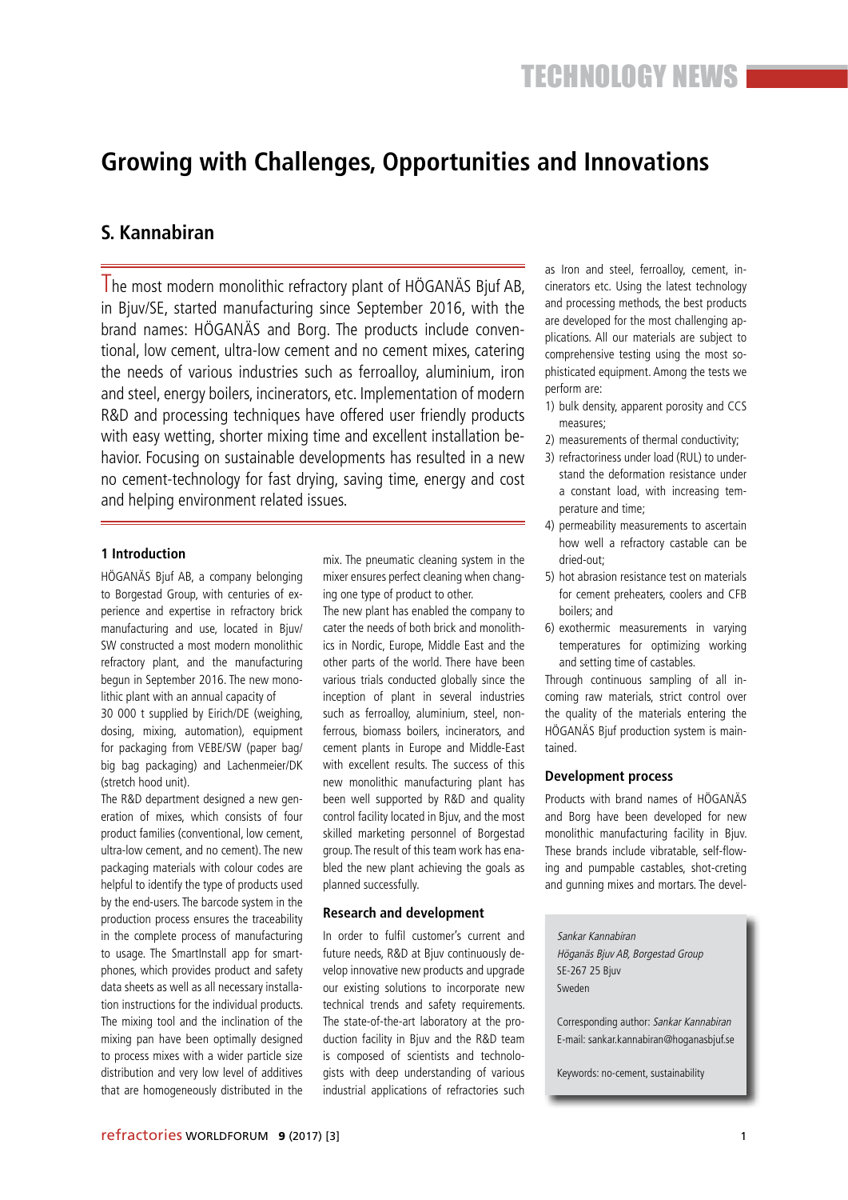TECHNOLOGY NEWS

# Growing with Challenges, Opportunities and Innovations

## S. Kannabiran

The most modern monolithic refractory plant of HÖGANÄS Bjuf AB, in Bjuv/SE, started manufacturing since September 2016, with the brand names: HÖGANÄS and Borg. The products include conventional, low cement, ultra-low cement and no cement mixes, catering the needs of various industries such as ferroalloy, aluminium, iron and steel, energy boilers, incinerators, etc. Implementation of modern R&D and processing techniques have offered user friendly products with easy wetting, shorter mixing time and excellent installation behavior. Focusing on sustainable developments has resulted in a new no cement-technology for fast drying, saving time, energy and cost and helping environment related issues.

### 1 Introduction

HÖGANÄS Bjuf AB, a company belonging to Borgestad Group, with centuries of experience and expertise in refractory brick manufacturing and use, located in Bjuv/SW constructed a most modern monolithic refractory plant, and the manufacturing begun in September 2016. The monolithic plant with an annual capacity of 30 000 t supplied by Eirich/DE (weighing, dosing, mixing, automation), equipment for packaging from VEBE/SW (paper bag/big bag packaging) and Lachenmeier/DK (stretch hood unit).

The R&D department designed a new generation of mixes, which consists of four product families (conventional, low cement, ultra-low cement, and no cement). The new packaging materials with colour codes are helpful to identify the type of products used by the end-users. The barcode system in the production process ensures the traceability in the complete process of manufacturing to usage. The SmartInstall app for smartphones, which provides product and safety data sheets as well as all necessary installation instructions for the individual products. The mixing tool and the inclination of the mixing pan have been optimally designed to process mixes with a wider particle size distribution and very low level of additives that are homogeneously distributed in the mix. The pneumatic cleaning system in the mixer ensures perfect cleaning when changing one type of product to other.

The new plant has enabled the company to cater the needs of both brick and monolithics in Nordic, Europe, Middle East and the other parts of the world. There have been various trials conducted globally since the inception of plant in several industries such as ferroalloy, aluminium, steel, nonferrous, biomass boilers, incinerators, and cement plants in Europe and Middle-East with excellent results. The success of this new monolithic manufacturing plant has been well supported by R&D and quality control facility located in Bjuv, and the most skilled marketing personnel of Borgestad group. The result of this team work has enabled the new plant achieving the goals as planned successfully.

### Research and development

In order to fulfil customer's current and future needs, R&D at Bjuv continuously develop innovative new products and upgrade our existing solutions to incorporate new technical trends and safety requirements. The state-of-the-art laboratory at the production facility in Bjuv and the R&D team is composed of scientists and technologists with deep understanding of various industrial applications of refractories such as Iron and steel, ferroalloy, cement, incinerators etc. Using the latest technology and processing methods, the best products are developed for the most challenging applications. All our materials are subject to comprehensive testing using the most sophisticated equipment. Among the tests we perform are:

1) bulk density, apparent porosity and CCS measures;
2) measurements of thermal conductivity;
3) refractoriness under load (RUL) to understand the deformation resistance under a constant load, with increasing temperature and time;
4) permeability measurements to ascertain how well a refractory castable can be dried-out;
5) hot abrasion resistance test on materials for cement preheaters, coolers and CFB boilers; and
6) exothermic measurements in varying temperatures for optimizing working and setting time of castables.

Through continuous sampling of all incoming raw materials, strict control over the quality of the materials entering the HÖGANÄS Bjuf production system is maintained.

### Development process

Products with brand names of HÖGANÄS and Borg have been developed for new monolithic manufacturing facility in Bjuv. These brands include vibratable, self-flowing and pumpable castables, shot-creting and gunning mixes and mortars. The devel-

*Sankar Kannabiran*
*Höganäs Bjuv AB, Borgestad Group*
SE-267 25 Bjuv
Sweden

Corresponding author: *Sankar Kannabiran*
E-mail: sankar.kannabiran@hoganasbjuf.se

Keywords: no-cement, sustainability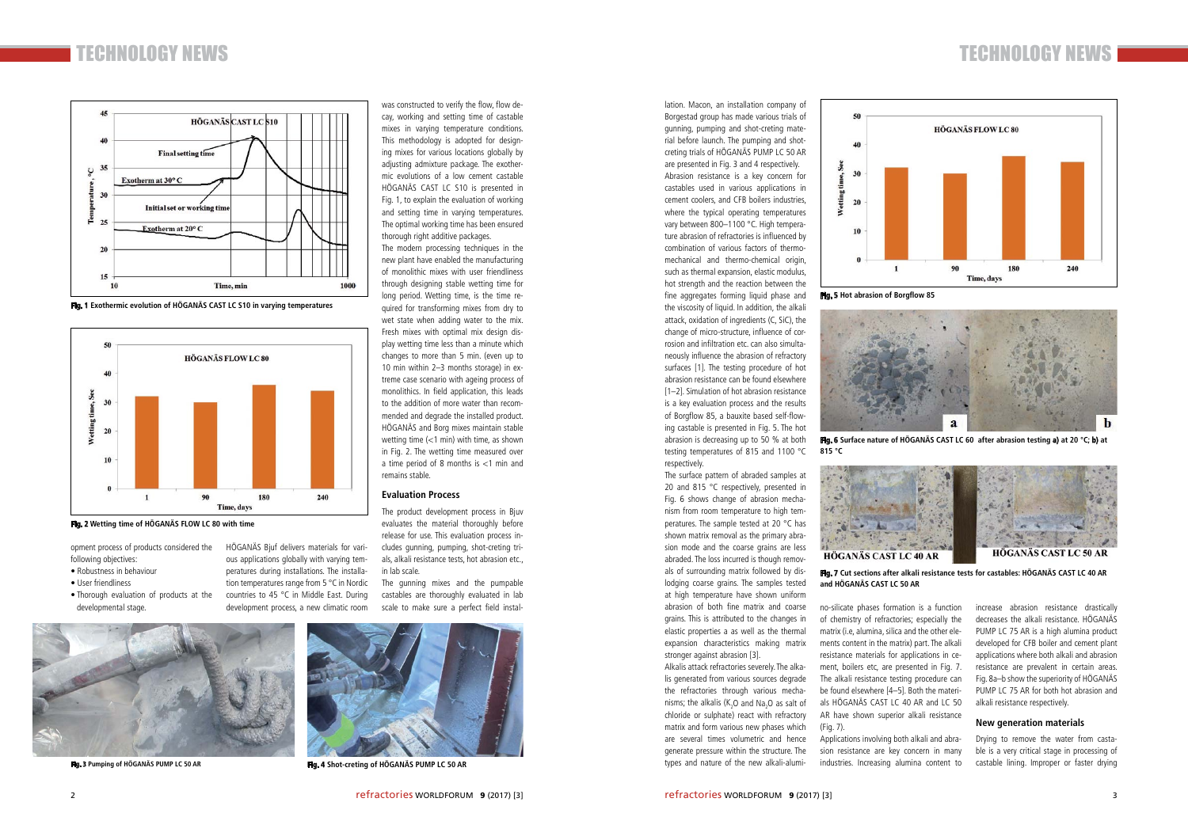opment process of products considered the following objectives:

- Robustness in behaviour
- User friendliness
- Thorough evaluation of products at the developmental stage.

HÖGANÄS Bjuf delivers materials for various applications globally with varying temperatures during installations. The installation temperatures range from 5 °C in Nordic countries to 45 °C in Middle East. During development process, a new climatic room was constructed to verify the flow, flow decay, working and setting time of castable mixes in varying temperature conditions. This methodology is adopted for designing mixes for various locations globally by adjusting admixture package. The exothermic evolutions of a low cement castable HÖGANÄS CAST LC S10 is presented in Fig. 1, to explain the evaluation of working and setting time in varying temperatures. The optimal working time has been ensured thorough right additive packages.

The modern processing techniques in the new plant have enabled the manufacturing of monolithic mixes with user friendliness through designing stable wetting time for long period. Wetting time, is the time required for transforming mixes from dry to wet state when adding water to the mix. Fresh mixes with optimal mix design display wetting time less than a minute which changes to more than 5 min. (even up to 10 min within 2–3 months storage) in extreme case scenario with ageing process of monolithics. In field application, this leads to the addition of more water than recommended and degrade the installed product. HÖGANÄS and Borg mixes maintain stable wetting time (<1 min) with time, as shown in Fig. 2. The wetting time measured over a time period of 8 months is <1 min and remains stable.

**Fig. 1** Exothermic evolution of HÖGANÄS CAST LC S10 in varying temperatures

**Fig. 2** Wetting time of HÖGANÄS FLOW LC 80 with time

## Evaluation Process

The product development process in Bjuv evaluates the material thoroughly before release for use. This evaluation process includes gunning, pumping, shot-creting trials, alkali resistance tests, hot abrasion etc., in lab scale.

The gunning mixes and the pumpable castables are thoroughly evaluated in lab scale to make sure a perfect field installation. Macon, an installation company of Borgestad group has made various trials of gunning, pumping and shot-creting material before launch. The pumping and shot-creting trials of HÖGANÄS PUMP LC 50 AR are presented in Fig. 3 and 4 respectively.

**Fig. 3** Pumping of HÖGANÄS PUMP LC 50 AR

**Fig. 4** Shot-creting of HÖGANÄS PUMP LC 50 AR

Abrasion resistance is a key concern for castables used in various applications in cement coolers, and CFB boilers industries, where the typical operating temperatures vary between 800–1100 °C. High temperature abrasion of refractories is influenced by combination of various factors of thermo-mechanical and thermo-chemical origin, such as thermal expansion, elastic modulus, hot strength and the reaction between the fine aggregates forming liquid phase and the viscosity of liquid. In addition, the alkali attack, oxidation of ingredients (C, SiC), the change of micro-structure, influence of corrosion and infiltration etc. can also simultaneously influence the abrasion of refractory surfaces [1]. The testing procedure of hot abrasion resistance can be found elsewhere [1–2]. Simulation of hot abrasion resistance is a key evaluation process and the results of Borgflow 85, a bauxite based self-flowing castable is presented in Fig. 5. The hot abrasion is decreasing up to 50 % at both testing temperatures of 815 and 1100 °C respectively.

**Fig. 5** Hot abrasion of Borgflow 85

The surface pattern of abraded samples at 20 and 815 °C respectively, presented in Fig. 6 shows change of abrasion mechanism from room temperature to high temperatures. The sample tested at 20 °C has shown matrix removal as the primary abrasion mode and the coarse grains are less abraded. The loss incurred is though removals of surrounding matrix followed by dislodging coarse grains. The samples tested at high temperature have shown uniform abrasion of both fine matrix and coarse grains. This is attributed to the changes in elastic properties a as well as the thermal expansion characteristics making matrix stronger against abrasion [3].

**Fig. 6** Surface nature of HÖGANÄS CAST LC 60 after abrasion testing **a)** at 20 °C; **b)** at 815 °C

Alkalis attack refractories severely. The alkalis generated from various sources degrade the refractories through various mechanisms; the alkalis ($K_2O$ and $Na_2O$ as salt of chloride or sulphate) react with refractory matrix and form various new phases which are several times volumetric and hence generate pressure within the structure. The types and nature of the new alkali-alumino-silicate phases formation is a function of chemistry of refractories; especially the matrix (i.e, alumina, silica and the other elements content in the matrix) part. The alkali resistance materials for applications in cement, boilers etc, are presented in Fig. 7. The alkali resistance testing procedure can be found elsewhere [4–5]. Both the materials HÖGANÄS CAST LC 40 AR and LC 50 AR have shown superior alkali resistance (Fig. 7).

**Fig. 7** Cut sections after alkali resistance tests for castables: HÖGANÄS CAST LC 40 AR and HÖGANÄS CAST LC 50 AR

Applications involving both alkali and abrasion resistance are key concern in many industries. Increasing alumina content to increase abrasion resistance drastically decreases the alkali resistance. HÖGANÄS PUMP LC 75 AR is a high alumina product developed for CFB boiler and cement plant applications where both alkali and abrasion resistance are prevalent in certain areas. Fig. 8a–b show the superiority of HÖGANÄS PUMP LC 75 AR for both hot abrasion and alkali resistance respectively.

## New generation materials

Drying to remove the water from castable is a very critical stage in processing of castable lining. Improper or faster drying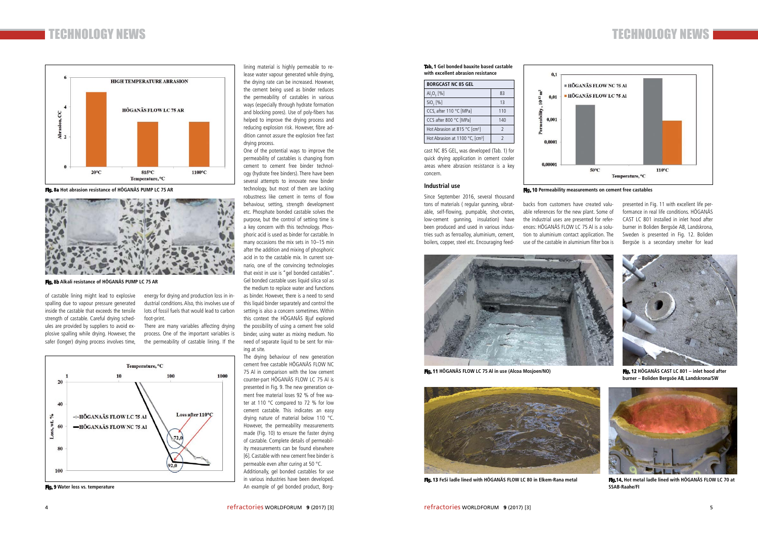Fig. 8a Hot abrasion resistance of HÖGANÄS PUMP LC 75 AR

Fig. 8b Alkali resistance of HÖGANÄS PUMP LC 75 AR

of castable lining might lead to explosive spalling due to vapour pressure generated inside the castable that exceeds the tensile strength of castable. Careful drying schedules are provided by suppliers to avoid explosive spalling while drying. However, the safer (longer) drying process involves time, energy for drying and production loss in industrial conditions. Also, this involves use of lots of fossil fuels that would lead to carbon foot-print.

There are many variables affecting drying process. One of the important variables is the permeability of castable lining. If the lining material is highly permeable to release water vapour generated while drying, the drying rate can be increased. However, the cement being used as binder reduces the permeability of castables in various ways (especially through hydrate formation and blocking pores). Use of poly-fibers has helped to improve the drying process and reducing explosion risk. However, fibre addition cannot assure the explosion free fast drying process.

One of the potential ways to improve the permeability of castables is changing from cement to cement free binder technology (hydrate free binders). There have been several attempts to innovate new binder technology, but most of them are lacking robustness like cement in terms of flow behaviour, setting, strength development etc. Phosphate bonded castable solves the purpose, but the control of setting time is a key concern with this technology. Phosphoric acid is used as binder for castable. In many occasions the mix sets in 10–15 min after the addition and mixing of phosphoric acid in to the castable mix. In current scenario, one of the convincing technologies that exist in use is "gel bonded castables". Gel bonded castable uses liquid silica sol as the medium to replace water and functions as binder. However, there is a need to send this liquid binder separately and control the setting is also a concern sometimes. Within this context the HÖGANÄS Bjuf explored the possibility of using a cement free solid binder, using water as mixing medium. No need of separate liquid to be sent for mixing at site.

The drying behaviour of new generation cement free castable HÖGANÄS FLOW NC 75 Al in comparison with the low cement counter-part HÖGANÄS FLOW LC 75 Al is presented in Fig. 9. The new generation cement free material loses 92 % of free water at 110 °C compared to 72 % for low cement castable. This indicates an easy drying nature of material below 110 °C. However, the permeability measurements made (Fig. 10) to ensure the faster drying of castable. Complete details of permeability measurements can be found elsewhere [6]. Castable with new cement free binder is permeable even after curing at 50 °C.

Additionally, gel bonded castables for use in various industries have been developed. An example of gel bonded product, Borgcast NC 85 GEL, was developed (Tab. 1) for quick drying application in cement cooler areas where abrasion resistance is a key concern.

Fig. 9 Water loss vs. temperature

Tab. 1 Gel bonded bauxite based castable with excellent abrasion resistance

| BORGCAST NC 85 GEL | |
|---|---|
| $Al_2O_3$ [%] | 83 |
| $SiO_2$ [%] | 13 |
| CCS, after 110 °C [MPa] | 110 |
| CCS after 800 °C [MPa] | 140 |
| Hot Abrasion at 815 °C [cm³] | 2 |
| Hot Abrasion at 1100 °C, [cm³] | 2 |

Fig. 10 Permeability measurements on cement free castables

## Industrial use

Since September 2016, several thousand tons of materials ( regular gunning, vibratable, self-flowing, pumpable, shot-cretes, low-cement gunning, insulation) have been produced and used in various industries such as ferroalloy, aluminium, cement, boilers, copper, steel etc. Encouraging feedbacks from customers have created valuable references for the new plant. Some of the industrial uses are presented for references: HÖGANÄS FLOW LC 75 Al is a solution to aluminium contact application. The use of the castable in aluminium filter box is presented in Fig. 11 with excellent life performance in real life conditions. HÖGANÄS CAST LC 801 installed in inlet hood after burner in Boliden Bergsöe AB, Landskrona, Sweden is presented in Fig. 12. Boliden Bergsöe is a secondary smelter for lead

Fig. 11 HÖGANÄS FLOW LC 75 Al in use (Alcoa Mosjoen/NO)

Fig. 12 HÖGANÄS CAST LC 801 – inlet hood after burner – Boliden Bergsöe AB, Landskrona/SW

Fig. 13 FeSi ladle lined with HÖGANÄS FLOW LC 80 in Elkem-Rana metal

Fig.14. Hot metal ladle lined with HÖGANÄS FLOW LC 70 at SSAB-Raahe/FI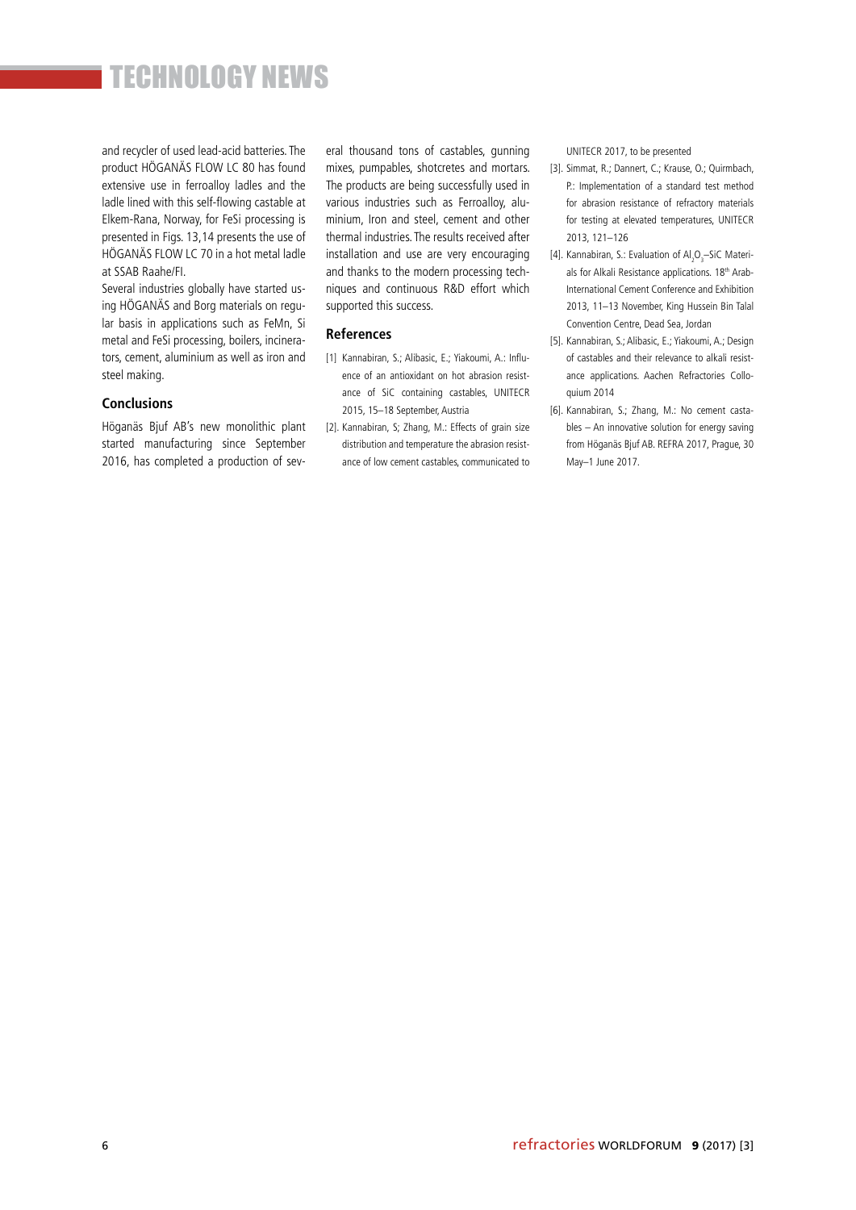and recycler of used lead-acid batteries. The product HÖGANÄS FLOW LC 80 has found extensive use in ferroalloy ladles and the ladle lined with this self-flowing castable at Elkem-Rana, Norway, for FeSi processing is presented in Figs. 13,14 presents the use of HÖGANÄS FLOW LC 70 in a hot metal ladle at SSAB Raahe/FI.

Several industries globally have started using HÖGANÄS and Borg materials on regular basis in applications such as FeMn, Si metal and FeSi processing, boilers, incinerators, cement, aluminium as well as iron and steel making.

## Conclusions

Höganäs Bjuf AB's new monolithic plant started manufacturing since September 2016, has completed a production of several thousand tons of castables, gunning mixes, pumpables, shotcretes and mortars. The products are being successfully used in various industries such as Ferroalloy, aluminium, Iron and steel, cement and other thermal industries. The results received after installation and use are very encouraging and thanks to the modern processing techniques and continuous R&D effort which supported this success.

## References

[1] Kannabiran, S.; Alibasic, E.; Yiakoumi, A.: Influence of an antioxidant on hot abrasion resistance of SiC containing castables, UNITECR 2015, 15–18 September, Austria

[2]. Kannabiran, S; Zhang, M.: Effects of grain size distribution and temperature the abrasion resistance of low cement castables, communicated to UNITECR 2017, to be presented

[3]. Simmat, R.; Dannert, C.; Krause, O.; Quirmbach, P.: Implementation of a standard test method for abrasion resistance of refractory materials for testing at elevated temperatures, UNITECR 2013, 121–126

[4]. Kannabiran, S.: Evaluation of $Al_2O_3$–SiC Materials for Alkali Resistance applications. 18th Arab-International Cement Conference and Exhibition 2013, 11–13 November, King Hussein Bin Talal Convention Centre, Dead Sea, Jordan

[5]. Kannabiran, S.; Alibasic, E.; Yiakoumi, A.; Design of castables and their relevance to alkali resistance applications. Aachen Refractories Colloquium 2014

[6]. Kannabiran, S.; Zhang, M.: No cement castables – An innovative solution for energy saving from Höganäs Bjuf AB. REFRA 2017, Prague, 30 May–1 June 2017.